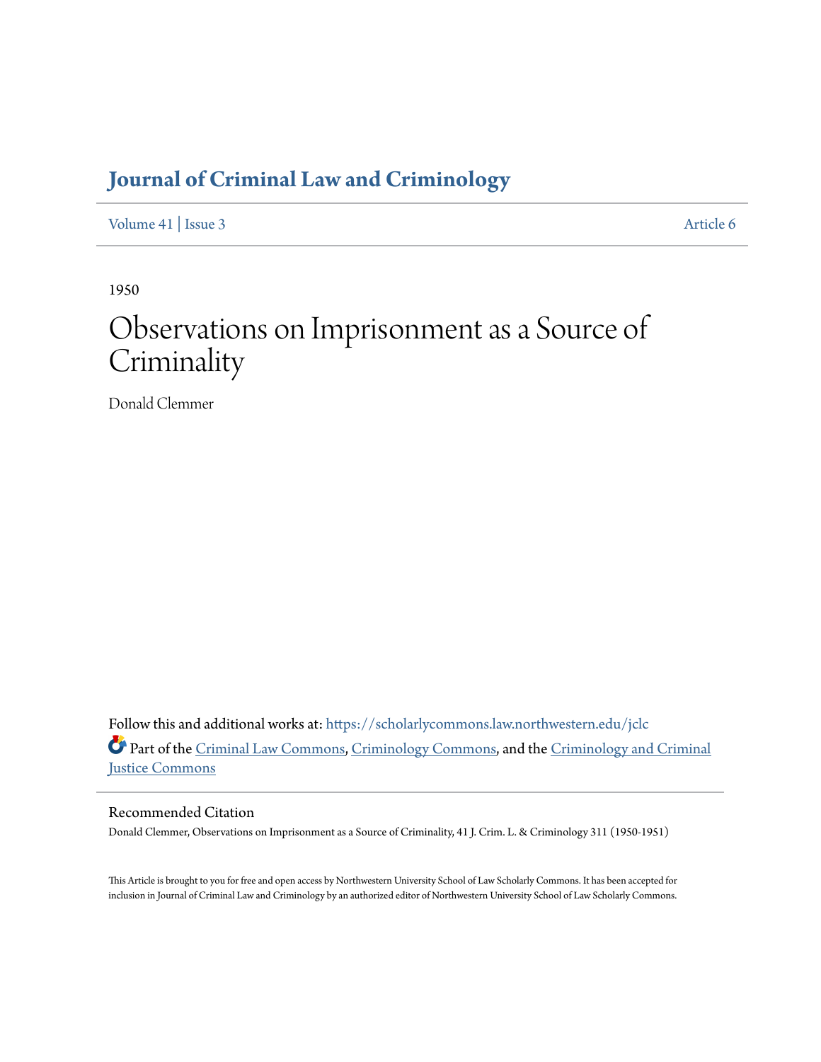# Journal of Criminal Law and Criminology

Volume 41 | Issue 3 Article 6

1950

# Observations on Imprisonment as a Source of Criminality

Donald Clemmer

Follow this and additional works at: https://scholarlycommons.law.northwestern.edu/jclc

Part of the Criminal Law Commons, Criminology Commons, and the Criminology and Criminal Justice Commons

## Recommended Citation

Donald Clemmer, Observations on Imprisonment as a Source of Criminality, 41 J. Crim. L. & Criminology 311 (1950-1951)

This Article is brought to you for free and open access by Northwestern University School of Law Scholarly Commons. It has been accepted for inclusion in Journal of Criminal Law and Criminology by an authorized editor of Northwestern University School of Law Scholarly Commons.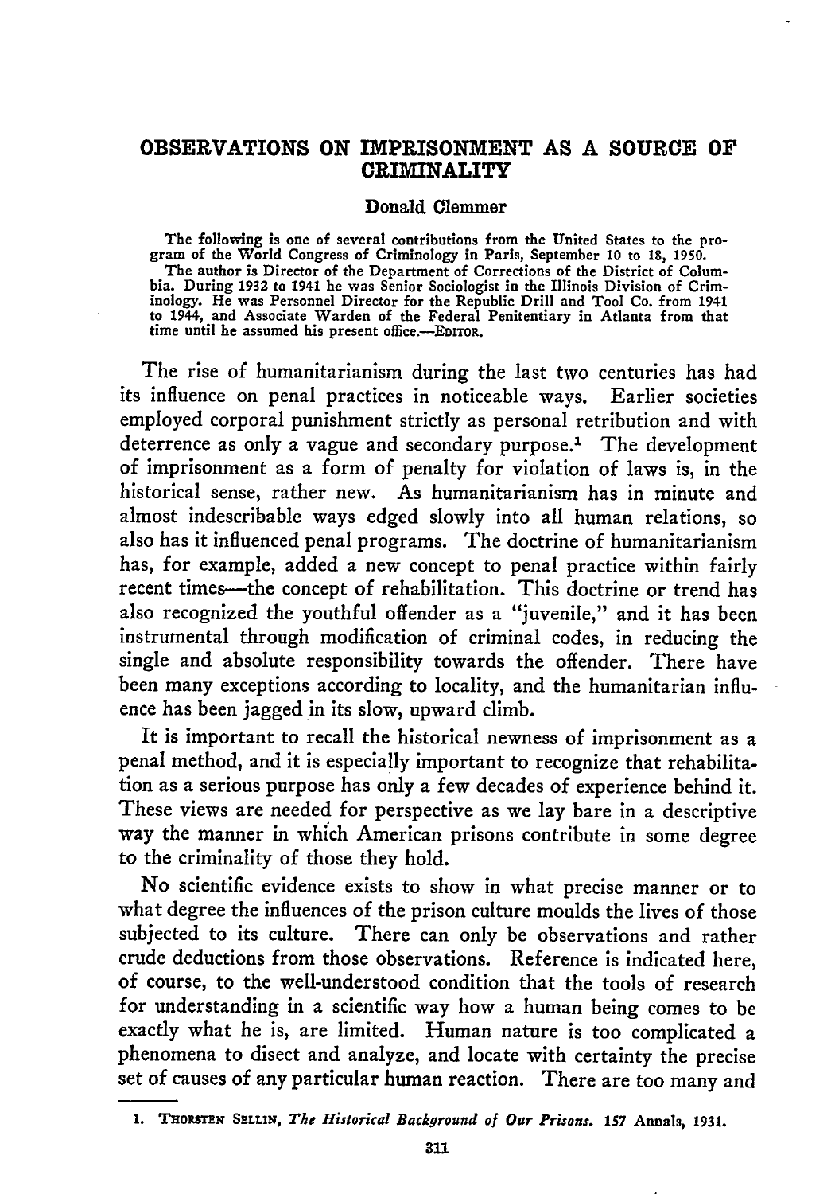# OBSERVATIONS ON IMPRISONMENT AS A SOURCE OF CRIMINALITY

Donald Clemmer

The following is one of several contributions from the United States to the program of the World Congress of Criminology in Paris, September 10 to 18, 1950.

The author is Director of the Department of Corrections of the District of Columbia. During 1932 to 1941 he was Senior Sociologist in the Illinois Division of Criminology. He was Personnel Director for the Republic Drill and Tool Co. from 1941 to 1944, and Associate Warden of the Federal Penitentiary in Atlanta from that time until he assumed his present office.—EDITOR.

The rise of humanitarianism during the last two centuries has had its influence on penal practices in noticeable ways. Earlier societies employed corporal punishment strictly as personal retribution and with deterrence as only a vague and secondary purpose.[1] The development of imprisonment as a form of penalty for violation of laws is, in the historical sense, rather new. As humanitarianism has in minute and almost indescribable ways edged slowly into all human relations, so also has it influenced penal programs. The doctrine of humanitarianism has, for example, added a new concept to penal practice within fairly recent times—the concept of rehabilitation. This doctrine or trend has also recognized the youthful offender as a "juvenile," and it has been instrumental through modification of criminal codes, in reducing the single and absolute responsibility towards the offender. There have been many exceptions according to locality, and the humanitarian influence has been jagged in its slow, upward climb.

It is important to recall the historical newness of imprisonment as a penal method, and it is especially important to recognize that rehabilitation as a serious purpose has only a few decades of experience behind it. These views are needed for perspective as we lay bare in a descriptive way the manner in which American prisons contribute in some degree to the criminality of those they hold.

No scientific evidence exists to show in what precise manner or to what degree the influences of the prison culture moulds the lives of those subjected to its culture. There can only be observations and rather crude deductions from those observations. Reference is indicated here, of course, to the well-understood condition that the tools of research for understanding in a scientific way how a human being comes to be exactly what he is, are limited. Human nature is too complicated a phenomena to disect and analyze, and locate with certainty the precise set of causes of any particular human reaction. There are too many and

1. THORSTEN SELLIN, *The Historical Background of Our Prisons.* 157 Annals, 1931.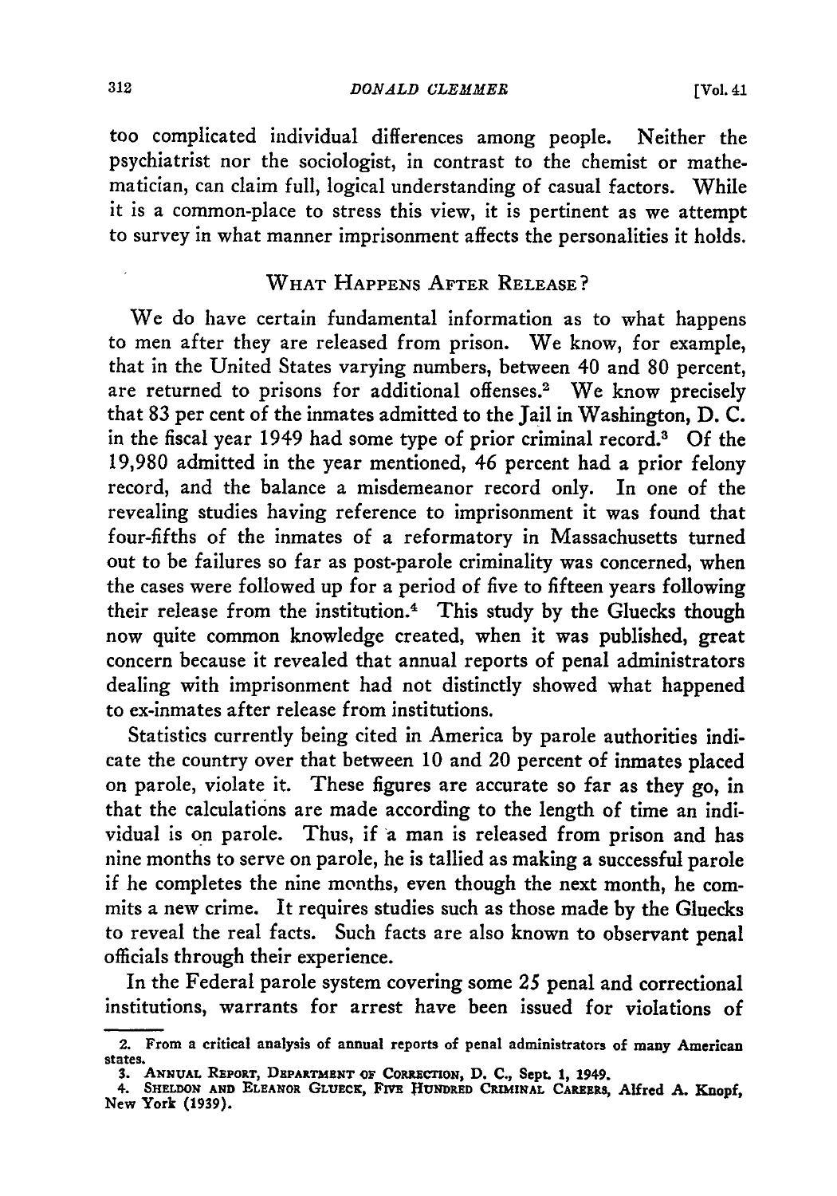too complicated individual differences among people. Neither the psychiatrist nor the sociologist, in contrast to the chemist or mathematician, can claim full, logical understanding of casual factors. While it is a common-place to stress this view, it is pertinent as we attempt to survey in what manner imprisonment affects the personalities it holds.

## WHAT HAPPENS AFTER RELEASE?

We do have certain fundamental information as to what happens to men after they are released from prison. We know, for example, that in the United States varying numbers, between 40 and 80 percent, are returned to prisons for additional offenses.[2] We know precisely that 83 per cent of the inmates admitted to the Jail in Washington, D. C. in the fiscal year 1949 had some type of prior criminal record.[3] Of the 19,980 admitted in the year mentioned, 46 percent had a prior felony record, and the balance a misdemeanor record only. In one of the revealing studies having reference to imprisonment it was found that four-fifths of the inmates of a reformatory in Massachusetts turned out to be failures so far as post-parole criminality was concerned, when the cases were followed up for a period of five to fifteen years following their release from the institution.[4] This study by the Gluecks though now quite common knowledge created, when it was published, great concern because it revealed that annual reports of penal administrators dealing with imprisonment had not distinctly showed what happened to ex-inmates after release from institutions.

Statistics currently being cited in America by parole authorities indicate the country over that between 10 and 20 percent of inmates placed on parole, violate it. These figures are accurate so far as they go, in that the calculations are made according to the length of time an individual is on parole. Thus, if a man is released from prison and has nine months to serve on parole, he is tallied as making a successful parole if he completes the nine months, even though the next month, he commits a new crime. It requires studies such as those made by the Gluecks to reveal the real facts. Such facts are also known to observant penal officials through their experience.

In the Federal parole system covering some 25 penal and correctional institutions, warrants for arrest have been issued for violations of

---

2. From a critical analysis of annual reports of penal administrators of many American states.

3. ANNUAL REPORT, DEPARTMENT OF CORRECTION, D. C., Sept. 1, 1949.

4. SHELDON AND ELEANOR GLUECK, FIVE HUNDRED CRIMINAL CAREERS, Alfred A. Knopf, New York (1939).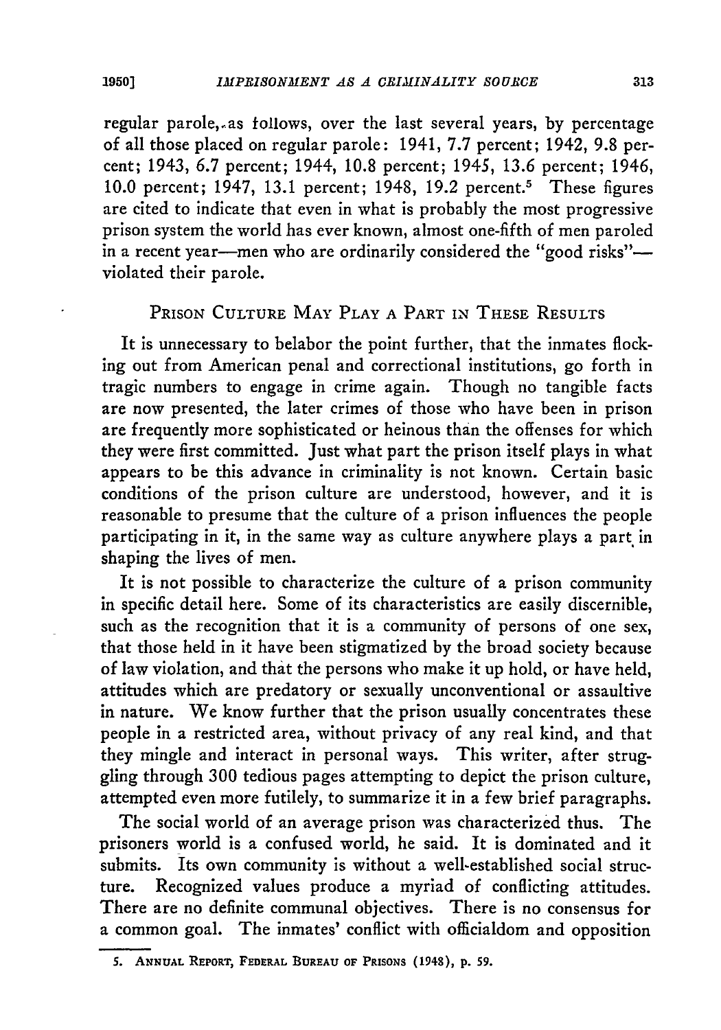regular parole, as follows, over the last several years, by percentage of all those placed on regular parole: 1941, 7.7 percent; 1942, 9.8 percent; 1943, 6.7 percent; 1944, 10.8 percent; 1945, 13.6 percent; 1946, 10.0 percent; 1947, 13.1 percent; 1948, 19.2 percent.[5] These figures are cited to indicate that even in what is probably the most progressive prison system the world has ever known, almost one-fifth of men paroled in a recent year—men who are ordinarily considered the "good risks"—violated their parole.

## Prison Culture May Play a Part in These Results

It is unnecessary to belabor the point further, that the inmates flocking out from American penal and correctional institutions, go forth in tragic numbers to engage in crime again. Though no tangible facts are now presented, the later crimes of those who have been in prison are frequently more sophisticated or heinous than the offenses for which they were first committed. Just what part the prison itself plays in what appears to be this advance in criminality is not known. Certain basic conditions of the prison culture are understood, however, and it is reasonable to presume that the culture of a prison influences the people participating in it, in the same way as culture anywhere plays a part in shaping the lives of men.

It is not possible to characterize the culture of a prison community in specific detail here. Some of its characteristics are easily discernible, such as the recognition that it is a community of persons of one sex, that those held in it have been stigmatized by the broad society because of law violation, and that the persons who make it up hold, or have held, attitudes which are predatory or sexually unconventional or assaultive in nature. We know further that the prison usually concentrates these people in a restricted area, without privacy of any real kind, and that they mingle and interact in personal ways. This writer, after struggling through 300 tedious pages attempting to depict the prison culture, attempted even more futilely, to summarize it in a few brief paragraphs.

The social world of an average prison was characterized thus. The prisoners world is a confused world, he said. It is dominated and it submits. Its own community is without a well-established social structure. Recognized values produce a myriad of conflicting attitudes. There are no definite communal objectives. There is no consensus for a common goal. The inmates' conflict with officialdom and opposition

5. Annual Report, Federal Bureau of Prisons (1948), p. 59.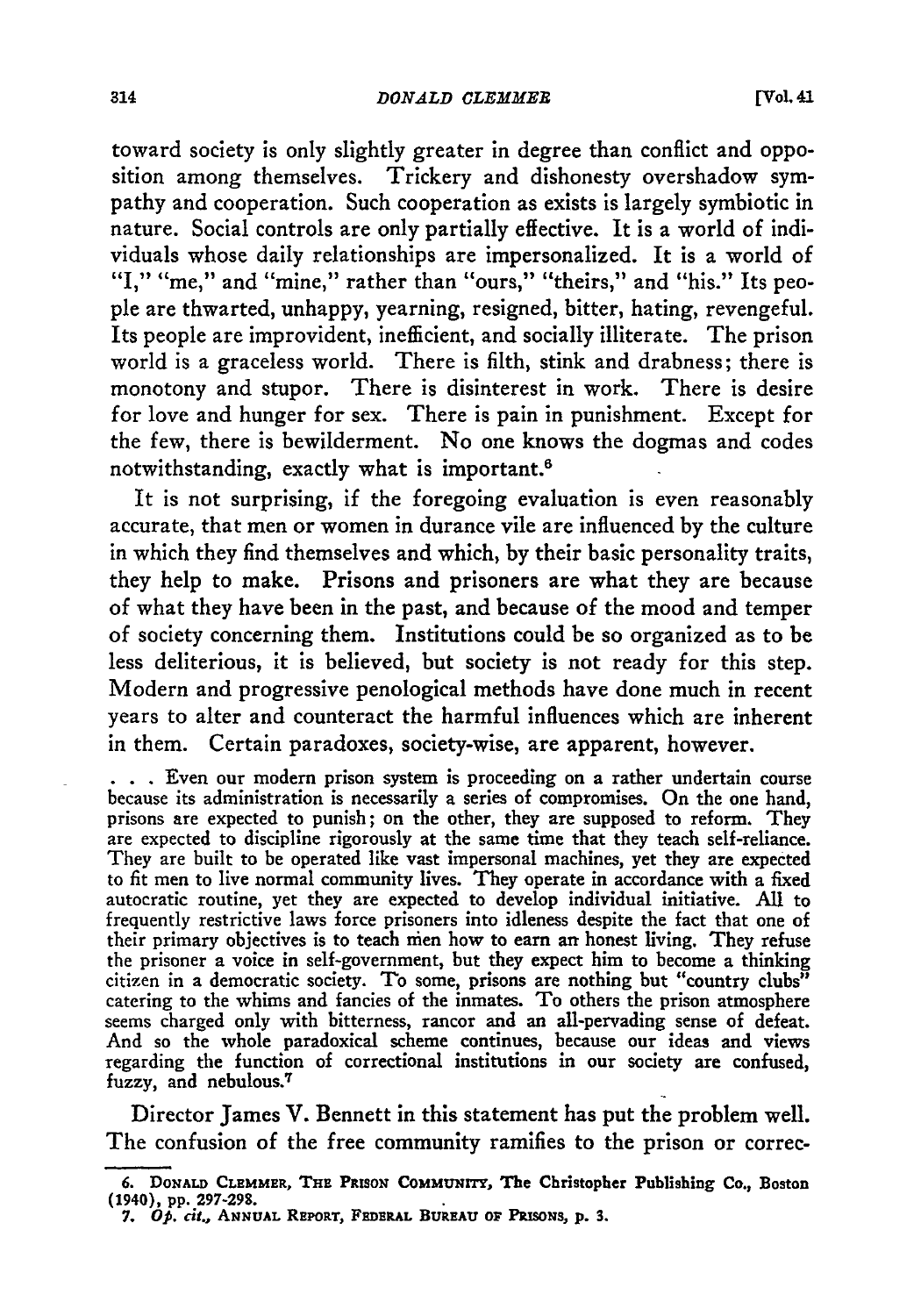toward society is only slightly greater in degree than conflict and opposition among themselves. Trickery and dishonesty overshadow sympathy and cooperation. Such cooperation as exists is largely symbiotic in nature. Social controls are only partially effective. It is a world of individuals whose daily relationships are impersonalized. It is a world of "I," "me," and "mine," rather than "ours," "theirs," and "his." Its people are thwarted, unhappy, yearning, resigned, bitter, hating, revengeful. Its people are improvident, inefficient, and socially illiterate. The prison world is a graceless world. There is filth, stink and drabness; there is monotony and stupor. There is disinterest in work. There is desire for love and hunger for sex. There is pain in punishment. Except for the few, there is bewilderment. No one knows the dogmas and codes notwithstanding, exactly what is important.[6]

It is not surprising, if the foregoing evaluation is even reasonably accurate, that men or women in durance vile are influenced by the culture in which they find themselves and which, by their basic personality traits, they help to make. Prisons and prisoners are what they are because of what they have been in the past, and because of the mood and temper of society concerning them. Institutions could be so organized as to be less deliterious, it is believed, but society is not ready for this step. Modern and progressive penological methods have done much in recent years to alter and counteract the harmful influences which are inherent in them. Certain paradoxes, society-wise, are apparent, however.

> . . . Even our modern prison system is proceeding on a rather undertain course because its administration is necessarily a series of compromises. On the one hand, prisons are expected to punish; on the other, they are supposed to reform. They are expected to discipline rigorously at the same time that they teach self-reliance. They are built to be operated like vast impersonal machines, yet they are expected to fit men to live normal community lives. They operate in accordance with a fixed autocratic routine, yet they are expected to develop individual initiative. All to frequently restrictive laws force prisoners into idleness despite the fact that one of their primary objectives is to teach men how to earn an honest living. They refuse the prisoner a voice in self-government, but they expect him to become a thinking citizen in a democratic society. To some, prisons are nothing but "country clubs" catering to the whims and fancies of the inmates. To others the prison atmosphere seems charged only with bitterness, rancor and an all-pervading sense of defeat. And so the whole paradoxical scheme continues, because our ideas and views regarding the function of correctional institutions in our society are confused, fuzzy, and nebulous.[7]

Director James V. Bennett in this statement has put the problem well. The confusion of the free community ramifies to the prison or correc-

---

6. Donald Clemmer, The Prison Community, The Christopher Publishing Co., Boston (1940), pp. 297-298.

7. *Op. cit.*, Annual Report, Federal Bureau of Prisons, p. 3.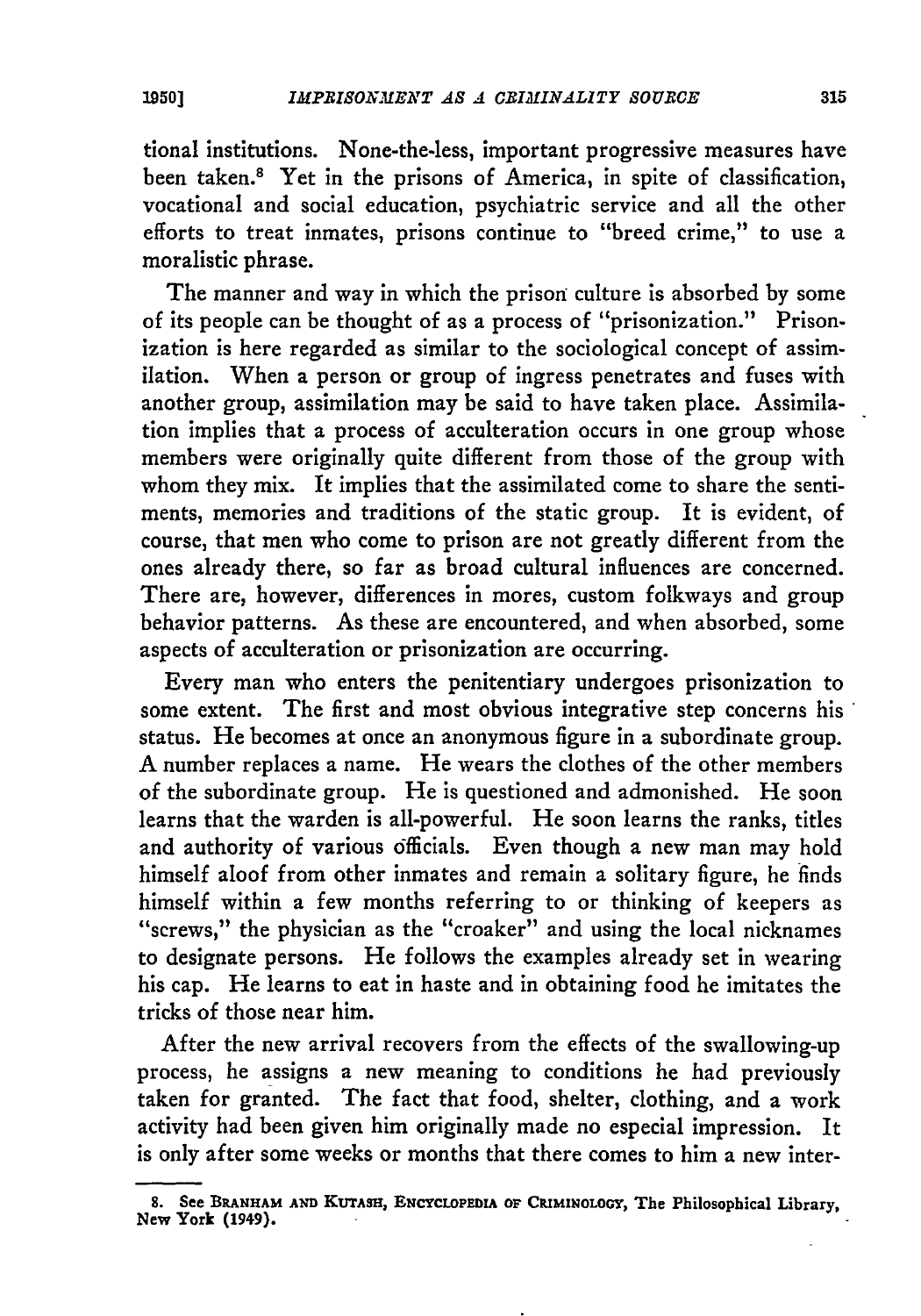tional institutions. None-the-less, important progressive measures have been taken.[8] Yet in the prisons of America, in spite of classification, vocational and social education, psychiatric service and all the other efforts to treat inmates, prisons continue to "breed crime," to use a moralistic phrase.

The manner and way in which the prison culture is absorbed by some of its people can be thought of as a process of "prisonization." Prisonization is here regarded as similar to the sociological concept of assimilation. When a person or group of ingress penetrates and fuses with another group, assimilation may be said to have taken place. Assimilation implies that a process of acculteration occurs in one group whose members were originally quite different from those of the group with whom they mix. It implies that the assimilated come to share the sentiments, memories and traditions of the static group. It is evident, of course, that men who come to prison are not greatly different from the ones already there, so far as broad cultural influences are concerned. There are, however, differences in mores, custom folkways and group behavior patterns. As these are encountered, and when absorbed, some aspects of acculteration or prisonization are occurring.

Every man who enters the penitentiary undergoes prisonization to some extent. The first and most obvious integrative step concerns his status. He becomes at once an anonymous figure in a subordinate group. A number replaces a name. He wears the clothes of the other members of the subordinate group. He is questioned and admonished. He soon learns that the warden is all-powerful. He soon learns the ranks, titles and authority of various officials. Even though a new man may hold himself aloof from other inmates and remain a solitary figure, he finds himself within a few months referring to or thinking of keepers as "screws," the physician as the "croaker" and using the local nicknames to designate persons. He follows the examples already set in wearing his cap. He learns to eat in haste and in obtaining food he imitates the tricks of those near him.

After the new arrival recovers from the effects of the swallowing-up process, he assigns a new meaning to conditions he had previously taken for granted. The fact that food, shelter, clothing, and a work activity had been given him originally made no especial impression. It is only after some weeks or months that there comes to him a new inter-

---

8. See BRANHAM AND KUTASH, ENCYCLOPEDIA OF CRIMINOLOGY, The Philosophical Library, New York (1949).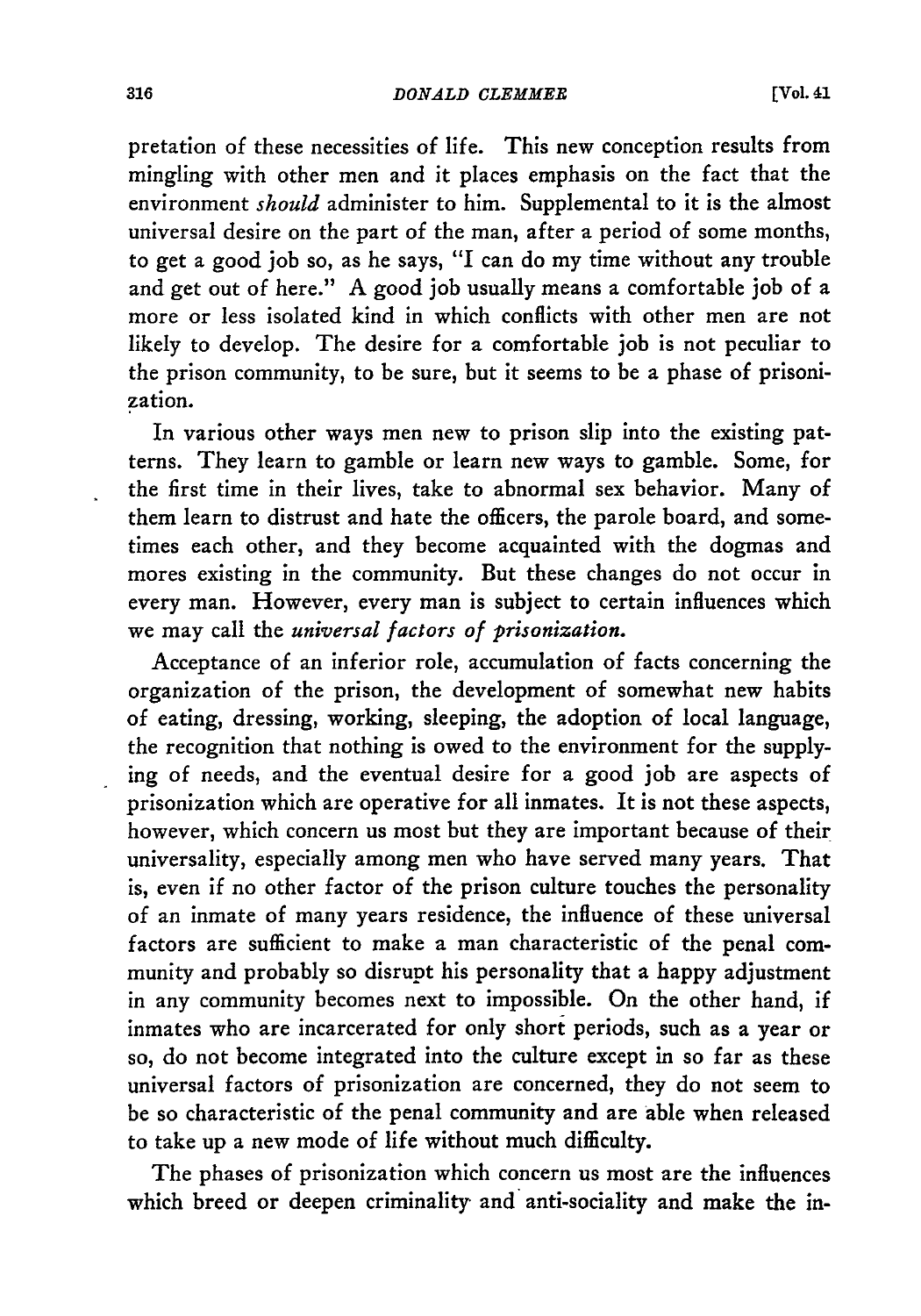pretation of these necessities of life. This new conception results from mingling with other men and it places emphasis on the fact that the environment *should* administer to him. Supplemental to it is the almost universal desire on the part of the man, after a period of some months, to get a good job so, as he says, "I can do my time without any trouble and get out of here." A good job usually means a comfortable job of a more or less isolated kind in which conflicts with other men are not likely to develop. The desire for a comfortable job is not peculiar to the prison community, to be sure, but it seems to be a phase of prisonization.

In various other ways men new to prison slip into the existing patterns. They learn to gamble or learn new ways to gamble. Some, for the first time in their lives, take to abnormal sex behavior. Many of them learn to distrust and hate the officers, the parole board, and sometimes each other, and they become acquainted with the dogmas and mores existing in the community. But these changes do not occur in every man. However, every man is subject to certain influences which we may call the *universal factors of prisonization.*

Acceptance of an inferior role, accumulation of facts concerning the organization of the prison, the development of somewhat new habits of eating, dressing, working, sleeping, the adoption of local language, the recognition that nothing is owed to the environment for the supplying of needs, and the eventual desire for a good job are aspects of prisonization which are operative for all inmates. It is not these aspects, however, which concern us most but they are important because of their universality, especially among men who have served many years. That is, even if no other factor of the prison culture touches the personality of an inmate of many years residence, the influence of these universal factors are sufficient to make a man characteristic of the penal community and probably so disrupt his personality that a happy adjustment in any community becomes next to impossible. On the other hand, if inmates who are incarcerated for only short periods, such as a year or so, do not become integrated into the culture except in so far as these universal factors of prisonization are concerned, they do not seem to be so characteristic of the penal community and are able when released to take up a new mode of life without much difficulty.

The phases of prisonization which concern us most are the influences which breed or deepen criminality and anti-sociality and make the in-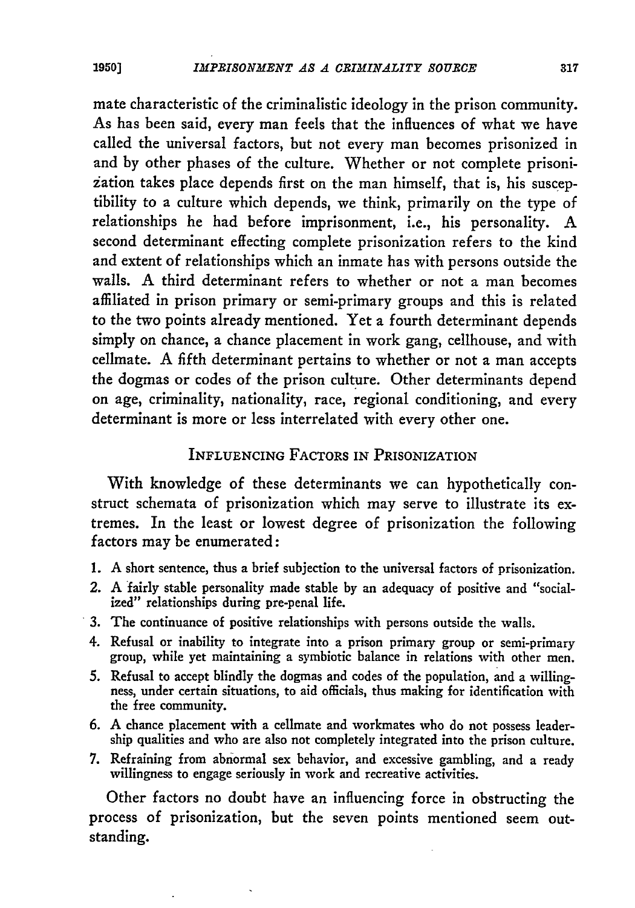mate characteristic of the criminalistic ideology in the prison community. As has been said, every man feels that the influences of what we have called the universal factors, but not every man becomes prisonized in and by other phases of the culture. Whether or not complete prisonization takes place depends first on the man himself, that is, his susceptibility to a culture which depends, we think, primarily on the type of relationships he had before imprisonment, i.e., his personality. A second determinant effecting complete prisonization refers to the kind and extent of relationships which an inmate has with persons outside the walls. A third determinant refers to whether or not a man becomes affiliated in prison primary or semi-primary groups and this is related to the two points already mentioned. Yet a fourth determinant depends simply on chance, a chance placement in work gang, cellhouse, and with cellmate. A fifth determinant pertains to whether or not a man accepts the dogmas or codes of the prison culture. Other determinants depend on age, criminality, nationality, race, regional conditioning, and every determinant is more or less interrelated with every other one.

## Influencing Factors in Prisonization

With knowledge of these determinants we can hypothetically construct schemata of prisonization which may serve to illustrate its extremes. In the least or lowest degree of prisonization the following factors may be enumerated:

1. A short sentence, thus a brief subjection to the universal factors of prisonization.
2. A fairly stable personality made stable by an adequacy of positive and "socialized" relationships during pre-penal life.
3. The continuance of positive relationships with persons outside the walls.
4. Refusal or inability to integrate into a prison primary group or semi-primary group, while yet maintaining a symbiotic balance in relations with other men.
5. Refusal to accept blindly the dogmas and codes of the population, and a willingness, under certain situations, to aid officials, thus making for identification with the free community.
6. A chance placement with a cellmate and workmates who do not possess leadership qualities and who are also not completely integrated into the prison culture.
7. Refraining from abnormal sex behavior, and excessive gambling, and a ready willingness to engage seriously in work and recreative activities.

Other factors no doubt have an influencing force in obstructing the process of prisonization, but the seven points mentioned seem outstanding.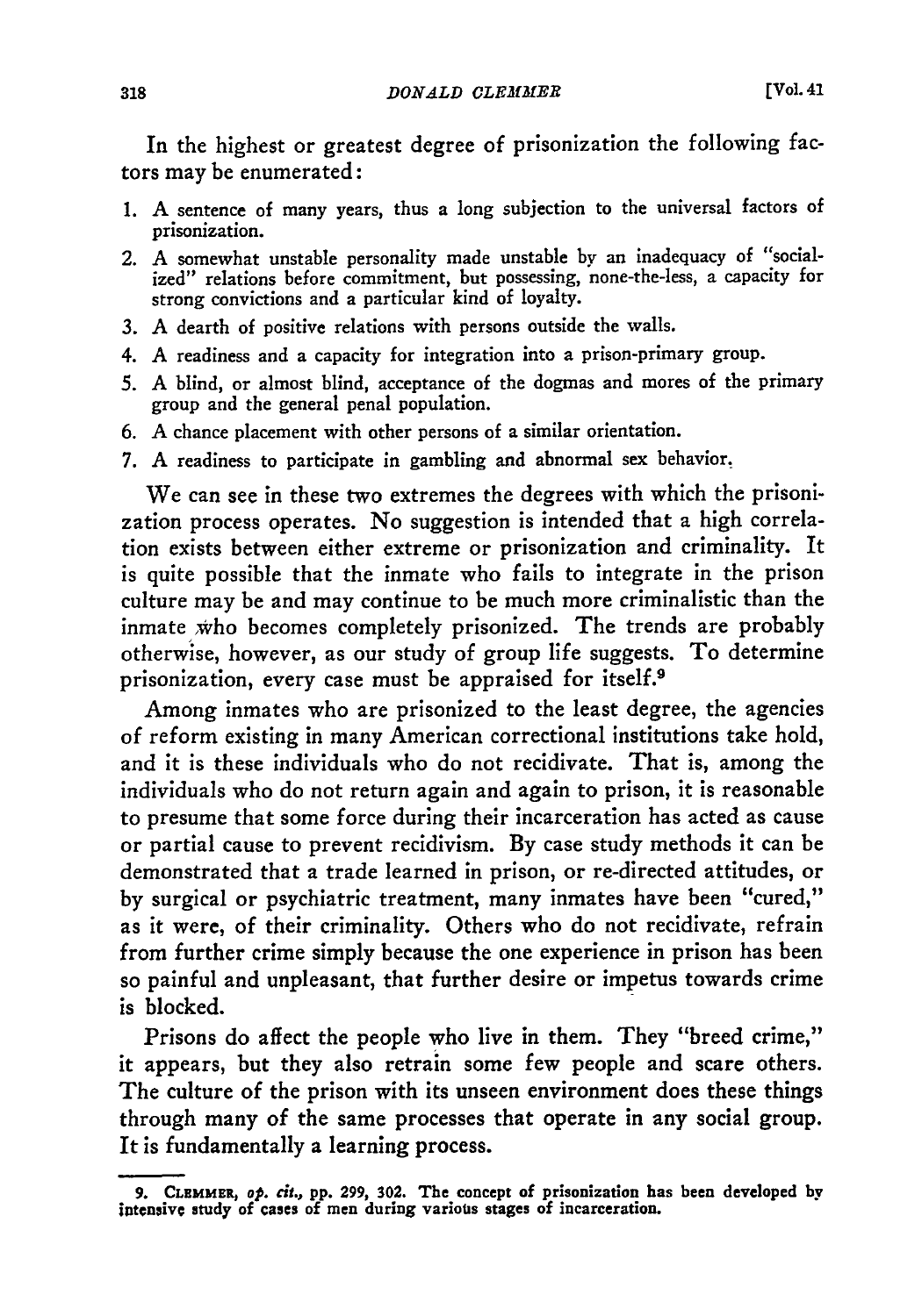In the highest or greatest degree of prisonization the following factors may be enumerated:

1. A sentence of many years, thus a long subjection to the universal factors of prisonization.
2. A somewhat unstable personality made unstable by an inadequacy of "socialized" relations before commitment, but possessing, none-the-less, a capacity for strong convictions and a particular kind of loyalty.
3. A dearth of positive relations with persons outside the walls.
4. A readiness and a capacity for integration into a prison-primary group.
5. A blind, or almost blind, acceptance of the dogmas and mores of the primary group and the general penal population.
6. A chance placement with other persons of a similar orientation.
7. A readiness to participate in gambling and abnormal sex behavior.

We can see in these two extremes the degrees with which the prisonization process operates. No suggestion is intended that a high correlation exists between either extreme or prisonization and criminality. It is quite possible that the inmate who fails to integrate in the prison culture may be and may continue to be much more criminalistic than the inmate who becomes completely prisonized. The trends are probably otherwise, however, as our study of group life suggests. To determine prisonization, every case must be appraised for itself.[9]

Among inmates who are prisonized to the least degree, the agencies of reform existing in many American correctional institutions take hold, and it is these individuals who do not recidivate. That is, among the individuals who do not return again and again to prison, it is reasonable to presume that some force during their incarceration has acted as cause or partial cause to prevent recidivism. By case study methods it can be demonstrated that a trade learned in prison, or re-directed attitudes, or by surgical or psychiatric treatment, many inmates have been "cured," as it were, of their criminality. Others who do not recidivate, refrain from further crime simply because the one experience in prison has been so painful and unpleasant, that further desire or impetus towards crime is blocked.

Prisons do affect the people who live in them. They "breed crime," it appears, but they also retrain some few people and scare others. The culture of the prison with its unseen environment does these things through many of the same processes that operate in any social group. It is fundamentally a learning process.

---

9. CLEMMER, *op. cit.*, pp. 299, 302. The concept of prisonization has been developed by intensive study of cases of men during various stages of incarceration.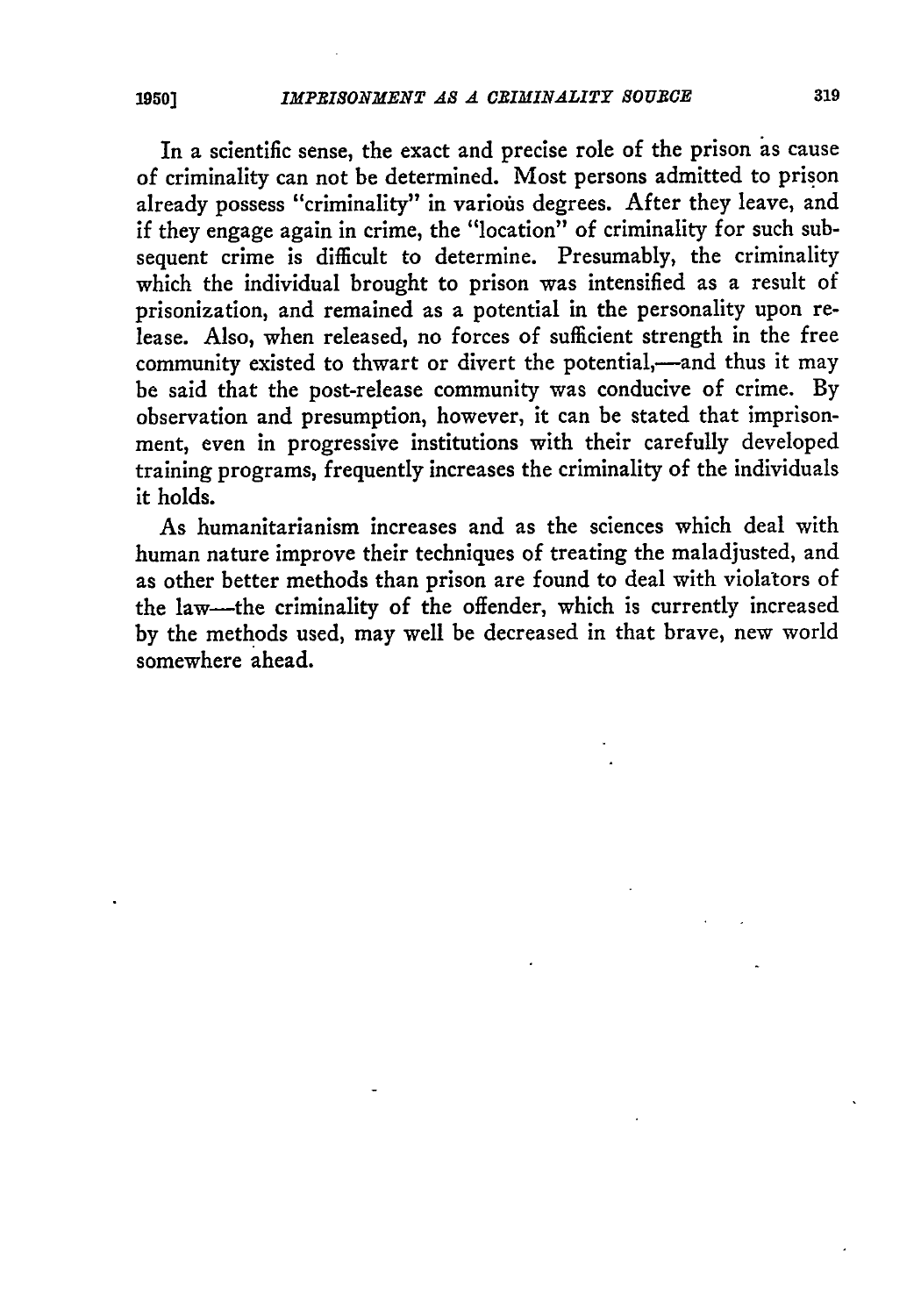In a scientific sense, the exact and precise role of the prison as cause of criminality can not be determined. Most persons admitted to prison already possess "criminality" in various degrees. After they leave, and if they engage again in crime, the "location" of criminality for such subsequent crime is difficult to determine. Presumably, the criminality which the individual brought to prison was intensified as a result of prisonization, and remained as a potential in the personality upon release. Also, when released, no forces of sufficient strength in the free community existed to thwart or divert the potential,—and thus it may be said that the post-release community was conducive of crime. By observation and presumption, however, it can be stated that imprisonment, even in progressive institutions with their carefully developed training programs, frequently increases the criminality of the individuals it holds.

As humanitarianism increases and as the sciences which deal with human nature improve their techniques of treating the maladjusted, and as other better methods than prison are found to deal with violators of the law—the criminality of the offender, which is currently increased by the methods used, may well be decreased in that brave, new world somewhere ahead.